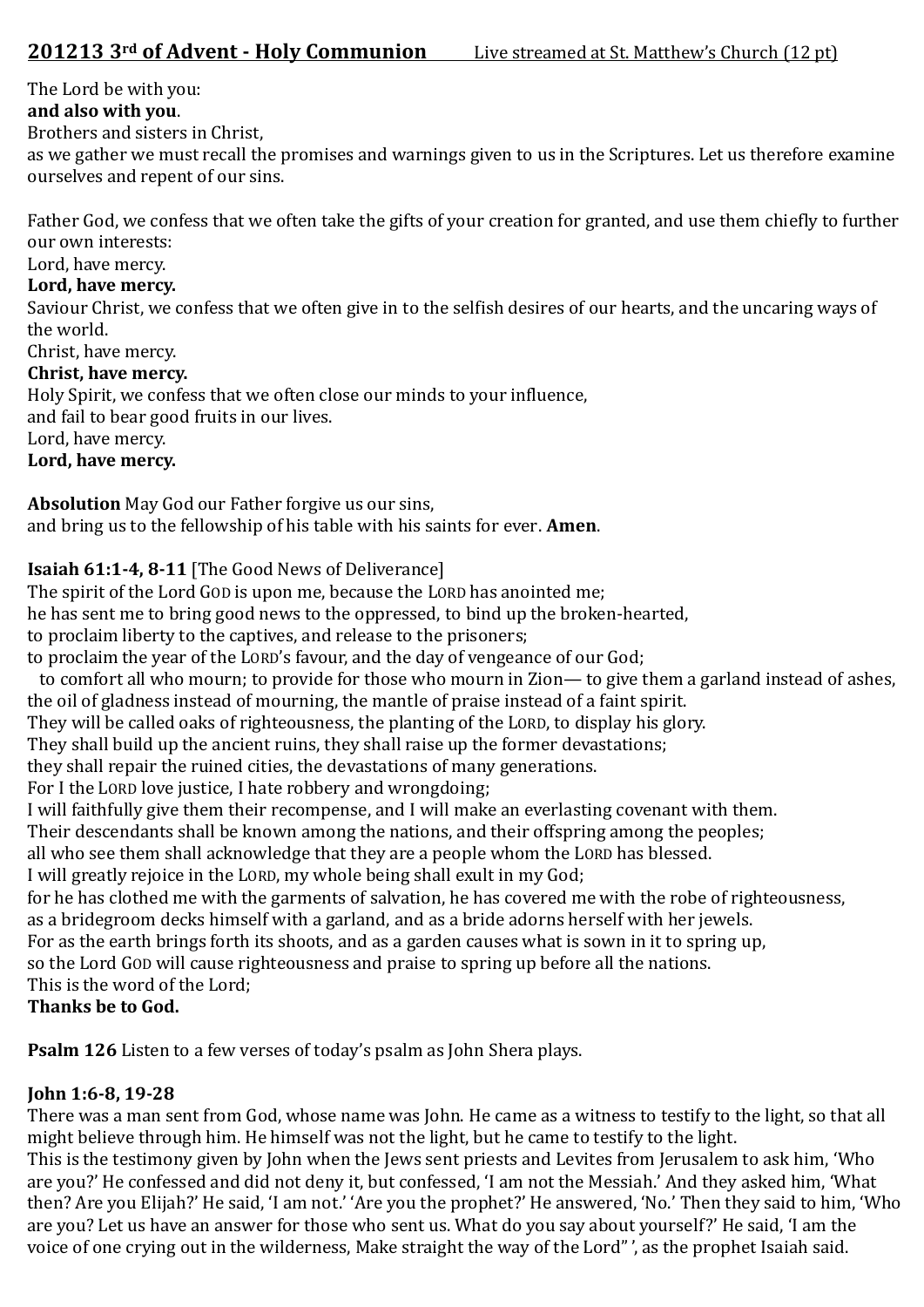**201213 3rd of Advent - Holy Communion** Live streamed at St. Matthew's Church (12 pt)

The Lord be with you:
**and also with you**.
Brothers and sisters in Christ,
as we gather we must recall the promises and warnings given to us in the Scriptures. Let us therefore examine ourselves and repent of our sins.

Father God, we confess that we often take the gifts of your creation for granted, and use them chiefly to further our own interests:
Lord, have mercy.
**Lord, have mercy.**
Saviour Christ, we confess that we often give in to the selfish desires of our hearts, and the uncaring ways of the world.
Christ, have mercy.
**Christ, have mercy.**
Holy Spirit, we confess that we often close our minds to your influence,
and fail to bear good fruits in our lives.
Lord, have mercy.
**Lord, have mercy.**

**Absolution** May God our Father forgive us our sins,
and bring us to the fellowship of his table with his saints for ever. **Amen**.

**Isaiah 61:1-4, 8-11** [The Good News of Deliverance]
The spirit of the Lord GOD is upon me, because the LORD has anointed me;
he has sent me to bring good news to the oppressed, to bind up the broken-hearted,
to proclaim liberty to the captives, and release to the prisoners;
to proclaim the year of the LORD's favour, and the day of vengeance of our God;
to comfort all who mourn; to provide for those who mourn in Zion— to give them a garland instead of ashes, the oil of gladness instead of mourning, the mantle of praise instead of a faint spirit.
They will be called oaks of righteousness, the planting of the LORD, to display his glory.
They shall build up the ancient ruins, they shall raise up the former devastations;
they shall repair the ruined cities, the devastations of many generations.
For I the LORD love justice, I hate robbery and wrongdoing;
I will faithfully give them their recompense, and I will make an everlasting covenant with them.
Their descendants shall be known among the nations, and their offspring among the peoples;
all who see them shall acknowledge that they are a people whom the LORD has blessed.
I will greatly rejoice in the LORD, my whole being shall exult in my God;
for he has clothed me with the garments of salvation, he has covered me with the robe of righteousness,
as a bridegroom decks himself with a garland, and as a bride adorns herself with her jewels.
For as the earth brings forth its shoots, and as a garden causes what is sown in it to spring up,
so the Lord GOD will cause righteousness and praise to spring up before all the nations.
This is the word of the Lord;
**Thanks be to God.**

**Psalm 126** Listen to a few verses of today's psalm as John Shera plays.

**John 1:6-8, 19-28**
There was a man sent from God, whose name was John. He came as a witness to testify to the light, so that all might believe through him. He himself was not the light, but he came to testify to the light.
This is the testimony given by John when the Jews sent priests and Levites from Jerusalem to ask him, 'Who are you?' He confessed and did not deny it, but confessed, 'I am not the Messiah.' And they asked him, 'What then? Are you Elijah?' He said, 'I am not.' 'Are you the prophet?' He answered, 'No.' Then they said to him, 'Who are you? Let us have an answer for those who sent us. What do you say about yourself?' He said, 'I am the voice of one crying out in the wilderness, Make straight the way of the Lord" ', as the prophet Isaiah said.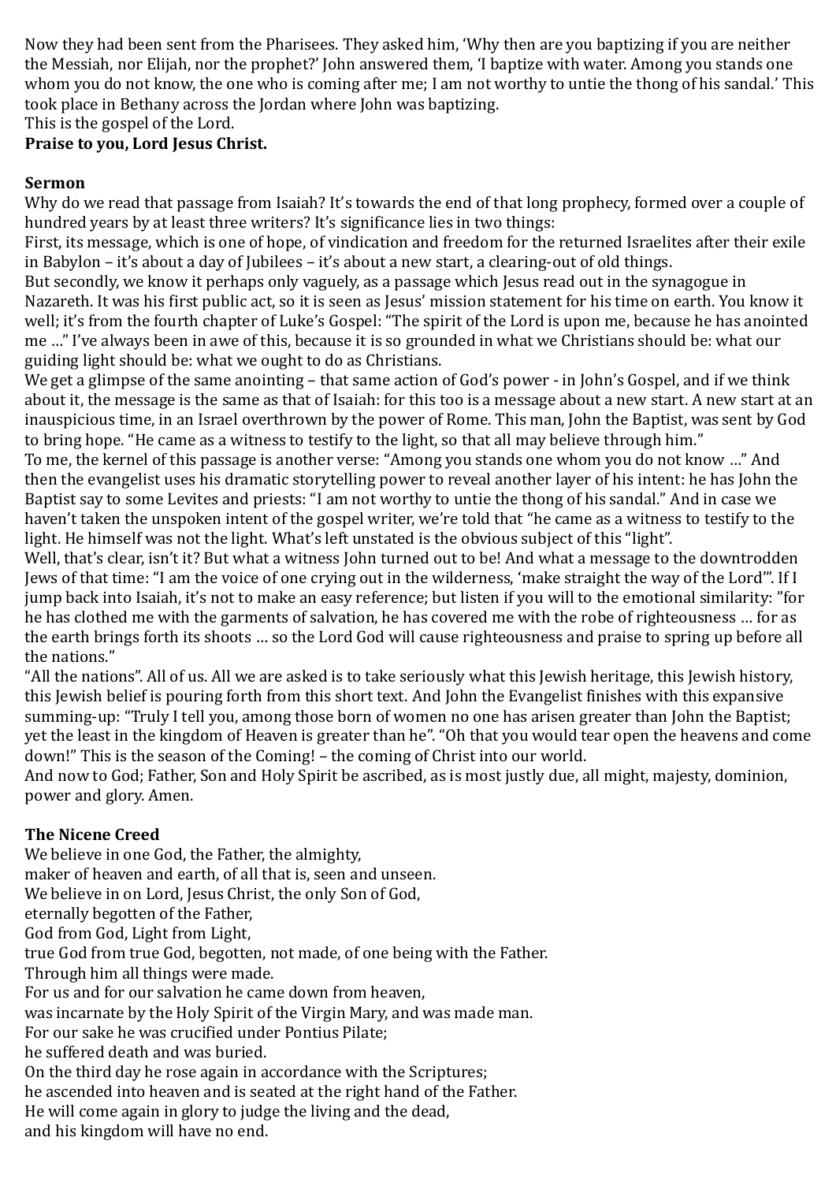Now they had been sent from the Pharisees. They asked him, 'Why then are you baptizing if you are neither the Messiah, nor Elijah, nor the prophet?' John answered them, 'I baptize with water. Among you stands one whom you do not know, the one who is coming after me; I am not worthy to untie the thong of his sandal.' This took place in Bethany across the Jordan where John was baptizing.
This is the gospel of the Lord.
**Praise to you, Lord Jesus Christ.**

**Sermon**
Why do we read that passage from Isaiah? It's towards the end of that long prophecy, formed over a couple of hundred years by at least three writers? It's significance lies in two things:
First, its message, which is one of hope, of vindication and freedom for the returned Israelites after their exile in Babylon – it's about a day of Jubilees – it's about a new start, a clearing-out of old things.
But secondly, we know it perhaps only vaguely, as a passage which Jesus read out in the synagogue in Nazareth. It was his first public act, so it is seen as Jesus' mission statement for his time on earth. You know it well; it's from the fourth chapter of Luke's Gospel: "The spirit of the Lord is upon me, because he has anointed me …" I've always been in awe of this, because it is so grounded in what we Christians should be: what our guiding light should be: what we ought to do as Christians.
We get a glimpse of the same anointing – that same action of God's power - in John's Gospel, and if we think about it, the message is the same as that of Isaiah: for this too is a message about a new start. A new start at an inauspicious time, in an Israel overthrown by the power of Rome. This man, John the Baptist, was sent by God to bring hope. "He came as a witness to testify to the light, so that all may believe through him."
To me, the kernel of this passage is another verse: "Among you stands one whom you do not know …" And then the evangelist uses his dramatic storytelling power to reveal another layer of his intent: he has John the Baptist say to some Levites and priests: "I am not worthy to untie the thong of his sandal." And in case we haven't taken the unspoken intent of the gospel writer, we're told that "he came as a witness to testify to the light. He himself was not the light. What's left unstated is the obvious subject of this "light".
Well, that's clear, isn't it? But what a witness John turned out to be! And what a message to the downtrodden Jews of that time: "I am the voice of one crying out in the wilderness, 'make straight the way of the Lord'". If I jump back into Isaiah, it's not to make an easy reference; but listen if you will to the emotional similarity: "for he has clothed me with the garments of salvation, he has covered me with the robe of righteousness … for as the earth brings forth its shoots … so the Lord God will cause righteousness and praise to spring up before all the nations."
"All the nations". All of us. All we are asked is to take seriously what this Jewish heritage, this Jewish history, this Jewish belief is pouring forth from this short text. And John the Evangelist finishes with this expansive summing-up: "Truly I tell you, among those born of women no one has arisen greater than John the Baptist; yet the least in the kingdom of Heaven is greater than he". "Oh that you would tear open the heavens and come down!" This is the season of the Coming! – the coming of Christ into our world.
And now to God; Father, Son and Holy Spirit be ascribed, as is most justly due, all might, majesty, dominion, power and glory. Amen.

**The Nicene Creed**
We believe in one God, the Father, the almighty,
maker of heaven and earth, of all that is, seen and unseen.
We believe in on Lord, Jesus Christ, the only Son of God,
eternally begotten of the Father,
God from God, Light from Light,
true God from true God, begotten, not made, of one being with the Father.
Through him all things were made.
For us and for our salvation he came down from heaven,
was incarnate by the Holy Spirit of the Virgin Mary, and was made man.
For our sake he was crucified under Pontius Pilate;
he suffered death and was buried.
On the third day he rose again in accordance with the Scriptures;
he ascended into heaven and is seated at the right hand of the Father.
He will come again in glory to judge the living and the dead,
and his kingdom will have no end.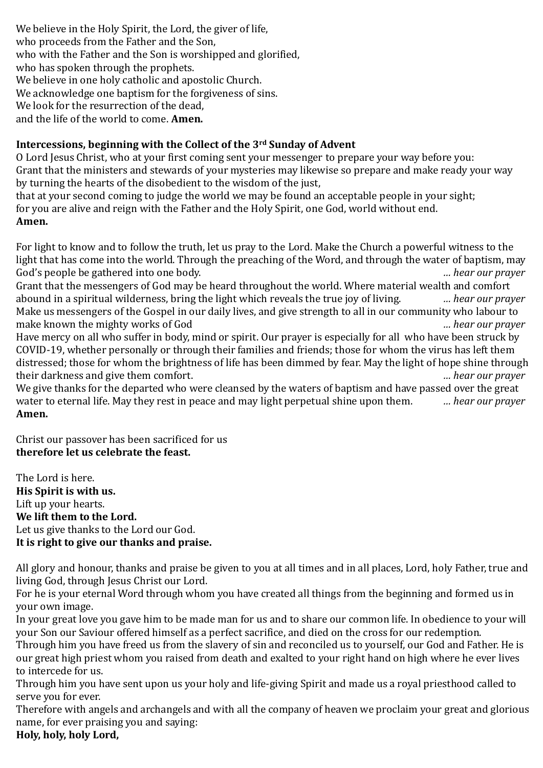We believe in the Holy Spirit, the Lord, the giver of life,
who proceeds from the Father and the Son,
who with the Father and the Son is worshipped and glorified,
who has spoken through the prophets.
We believe in one holy catholic and apostolic Church.
We acknowledge one baptism for the forgiveness of sins.
We look for the resurrection of the dead,
and the life of the world to come. **Amen.**

**Intercessions, beginning with the Collect of the 3rd Sunday of Advent**
O Lord Jesus Christ, who at your first coming sent your messenger to prepare your way before you:
Grant that the ministers and stewards of your mysteries may likewise so prepare and make ready your way by turning the hearts of the disobedient to the wisdom of the just,
that at your second coming to judge the world we may be found an acceptable people in your sight;
for you are alive and reign with the Father and the Holy Spirit, one God, world without end.
**Amen.**

For light to know and to follow the truth, let us pray to the Lord. Make the Church a powerful witness to the light that has come into the world. Through the preaching of the Word, and through the water of baptism, may God's people be gathered into one body. *… hear our prayer*
Grant that the messengers of God may be heard throughout the world. Where material wealth and comfort abound in a spiritual wilderness, bring the light which reveals the true joy of living. *… hear our prayer*
Make us messengers of the Gospel in our daily lives, and give strength to all in our community who labour to make known the mighty works of God *… hear our prayer*
Have mercy on all who suffer in body, mind or spirit. Our prayer is especially for all who have been struck by COVID-19, whether personally or through their families and friends; those for whom the virus has left them distressed; those for whom the brightness of life has been dimmed by fear. May the light of hope shine through their darkness and give them comfort. *… hear our prayer*
We give thanks for the departed who were cleansed by the waters of baptism and have passed over the great water to eternal life. May they rest in peace and may light perpetual shine upon them. *… hear our prayer*
**Amen.**

Christ our passover has been sacrificed for us
**therefore let us celebrate the feast.**

The Lord is here.
**His Spirit is with us.**
Lift up your hearts.
**We lift them to the Lord.**
Let us give thanks to the Lord our God.
**It is right to give our thanks and praise.**

All glory and honour, thanks and praise be given to you at all times and in all places, Lord, holy Father, true and living God, through Jesus Christ our Lord.
For he is your eternal Word through whom you have created all things from the beginning and formed us in your own image.
In your great love you gave him to be made man for us and to share our common life. In obedience to your will your Son our Saviour offered himself as a perfect sacrifice, and died on the cross for our redemption.
Through him you have freed us from the slavery of sin and reconciled us to yourself, our God and Father. He is our great high priest whom you raised from death and exalted to your right hand on high where he ever lives to intercede for us.
Through him you have sent upon us your holy and life-giving Spirit and made us a royal priesthood called to serve you for ever.
Therefore with angels and archangels and with all the company of heaven we proclaim your great and glorious name, for ever praising you and saying:
**Holy, holy, holy Lord,**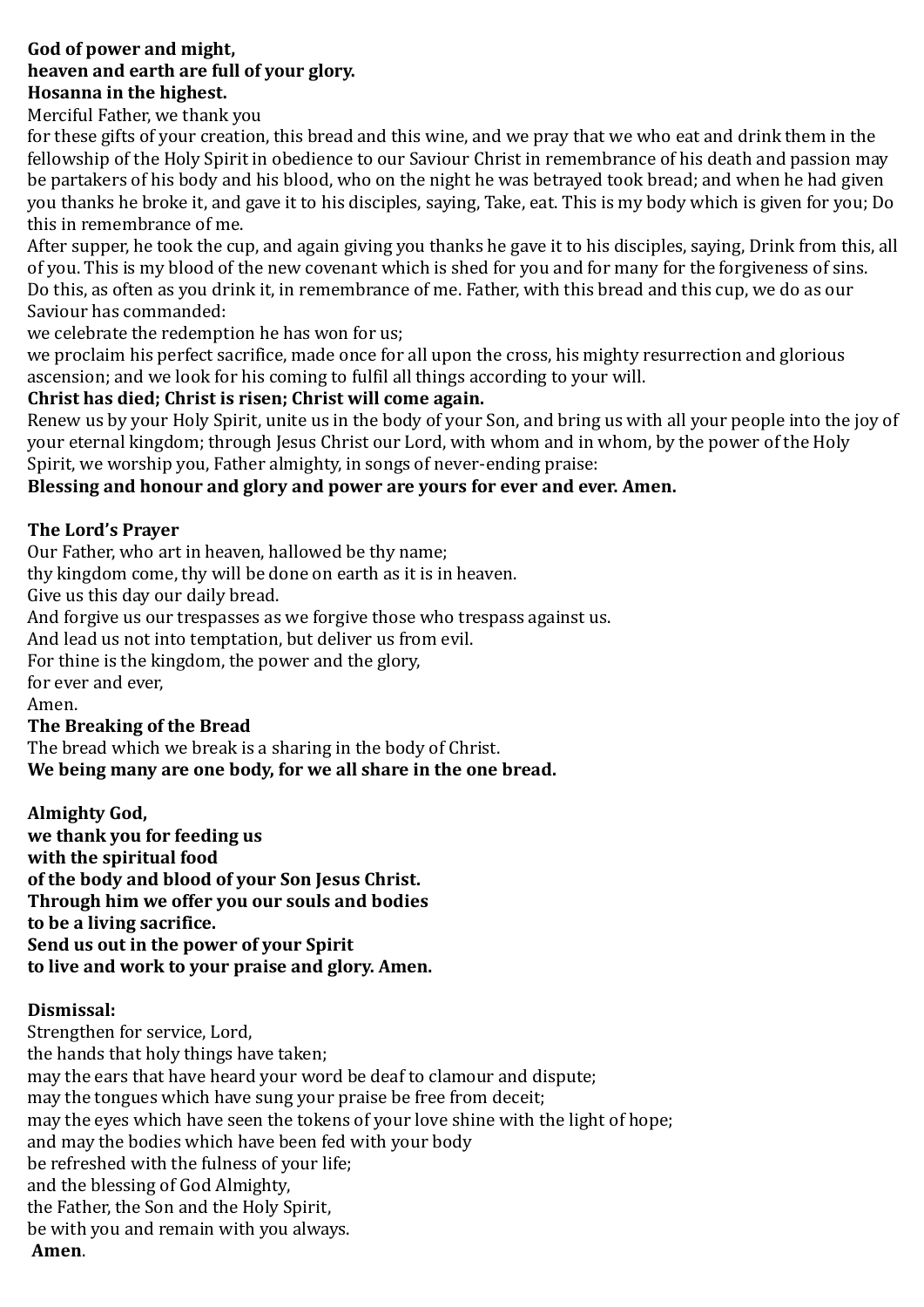**God of power and might,**
**heaven and earth are full of your glory.**
**Hosanna in the highest.**

Merciful Father, we thank you
for these gifts of your creation, this bread and this wine, and we pray that we who eat and drink them in the fellowship of the Holy Spirit in obedience to our Saviour Christ in remembrance of his death and passion may be partakers of his body and his blood, who on the night he was betrayed took bread; and when he had given you thanks he broke it, and gave it to his disciples, saying, Take, eat. This is my body which is given for you; Do this in remembrance of me.

After supper, he took the cup, and again giving you thanks he gave it to his disciples, saying, Drink from this, all of you. This is my blood of the new covenant which is shed for you and for many for the forgiveness of sins. Do this, as often as you drink it, in remembrance of me. Father, with this bread and this cup, we do as our Saviour has commanded:
we celebrate the redemption he has won for us;
we proclaim his perfect sacrifice, made once for all upon the cross, his mighty resurrection and glorious ascension; and we look for his coming to fulfil all things according to your will.

**Christ has died; Christ is risen; Christ will come again.**

Renew us by your Holy Spirit, unite us in the body of your Son, and bring us with all your people into the joy of your eternal kingdom; through Jesus Christ our Lord, with whom and in whom, by the power of the Holy Spirit, we worship you, Father almighty, in songs of never-ending praise:

**Blessing and honour and glory and power are yours for ever and ever. Amen.**

**The Lord's Prayer**

Our Father, who art in heaven, hallowed be thy name;
thy kingdom come, thy will be done on earth as it is in heaven.
Give us this day our daily bread.
And forgive us our trespasses as we forgive those who trespass against us.
And lead us not into temptation, but deliver us from evil.
For thine is the kingdom, the power and the glory,
for ever and ever,
Amen.

**The Breaking of the Bread**

The bread which we break is a sharing in the body of Christ.
**We being many are one body, for we all share in the one bread.**

**Almighty God,**
**we thank you for feeding us**
**with the spiritual food**
**of the body and blood of your Son Jesus Christ.**
**Through him we offer you our souls and bodies**
**to be a living sacrifice.**
**Send us out in the power of your Spirit**
**to live and work to your praise and glory. Amen.**

**Dismissal:**

Strengthen for service, Lord,
the hands that holy things have taken;
may the ears that have heard your word be deaf to clamour and dispute;
may the tongues which have sung your praise be free from deceit;
may the eyes which have seen the tokens of your love shine with the light of hope;
and may the bodies which have been fed with your body
be refreshed with the fulness of your life;
and the blessing of God Almighty,
the Father, the Son and the Holy Spirit,
be with you and remain with you always.
**Amen**.